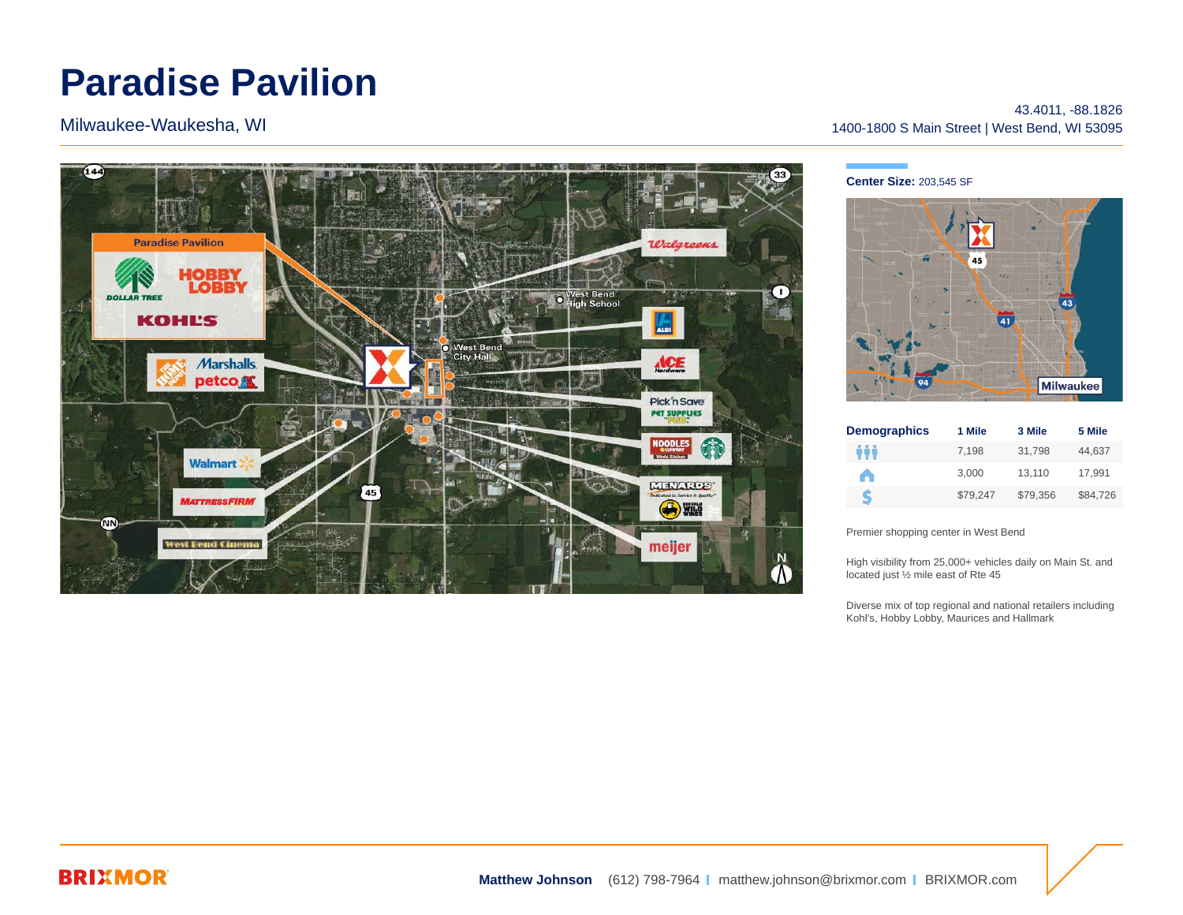# Paradise Pavilion

Milwaukee-Waukesha, WI

43.4011, -88.1826
1400-1800 S Main Street | West Bend, WI 53095

**Center Size:** 203,545 SF

| Demographics | 1 Mile | 3 Mile | 5 Mile |
|---|---|---|---|
| Population | 7,198 | 31,798 | 44,637 |
| Households | 3,000 | 13,110 | 17,991 |
| Income | $79,247 | $79,356 | $84,726 |

Premier shopping center in West Bend

High visibility from 25,000+ vehicles daily on Main St. and located just ½ mile east of Rte 45

Diverse mix of top regional and national retailers including Kohl's, Hobby Lobby, Maurices and Hallmark

**Matthew Johnson** (612) 798-7964 | matthew.johnson@brixmor.com | BRIXMOR.com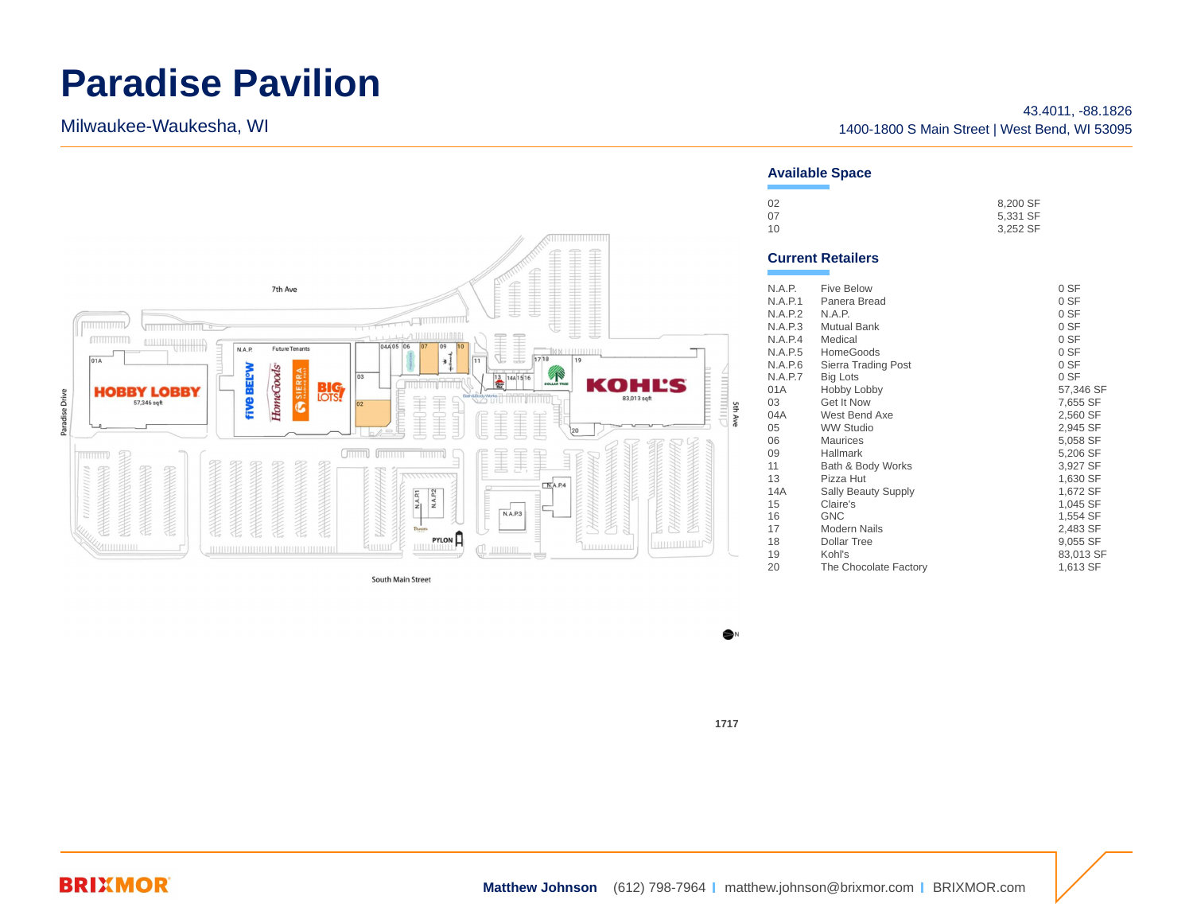# Paradise Pavilion

Milwaukee-Waukesha, WI

43.4011, -88.1826
1400-1800 S Main Street | West Bend, WI 53095

7th Ave

Paradise Drive

5th Ave

South Main Street

01A HOBBY LOBBY 57,346 sqft

N.A.P. Future Tenants

five BELOW

HomeGoods

SIERRA

BIG LOTS!

03

02

04A 05 06 07 09 10

11

13 14A 15 16

17 18

19

KOHL'S 83,013 sqft

20

N.A.P.1 N.A.P.2

N.A.P.3

N.A.P.4

PYLON

N

## Available Space

| | |
|---|---|
| 02 | 8,200 SF |
| 07 | 5,331 SF |
| 10 | 3,252 SF |

## Current Retailers

| | | |
|---|---|---|
| N.A.P. | Five Below | 0 SF |
| N.A.P.1 | Panera Bread | 0 SF |
| N.A.P.2 | N.A.P. | 0 SF |
| N.A.P.3 | Mutual Bank | 0 SF |
| N.A.P.4 | Medical | 0 SF |
| N.A.P.5 | HomeGoods | 0 SF |
| N.A.P.6 | Sierra Trading Post | 0 SF |
| N.A.P.7 | Big Lots | 0 SF |
| 01A | Hobby Lobby | 57,346 SF |
| 03 | Get It Now | 7,655 SF |
| 04A | West Bend Axe | 2,560 SF |
| 05 | WW Studio | 2,945 SF |
| 06 | Maurices | 5,058 SF |
| 09 | Hallmark | 5,206 SF |
| 11 | Bath & Body Works | 3,927 SF |
| 13 | Pizza Hut | 1,630 SF |
| 14A | Sally Beauty Supply | 1,672 SF |
| 15 | Claire's | 1,045 SF |
| 16 | GNC | 1,554 SF |
| 17 | Modern Nails | 2,483 SF |
| 18 | Dollar Tree | 9,055 SF |
| 19 | Kohl's | 83,013 SF |
| 20 | The Chocolate Factory | 1,613 SF |

1717

BRIXMOR

**Matthew Johnson** (612) 798-7964 | matthew.johnson@brixmor.com | BRIXMOR.com